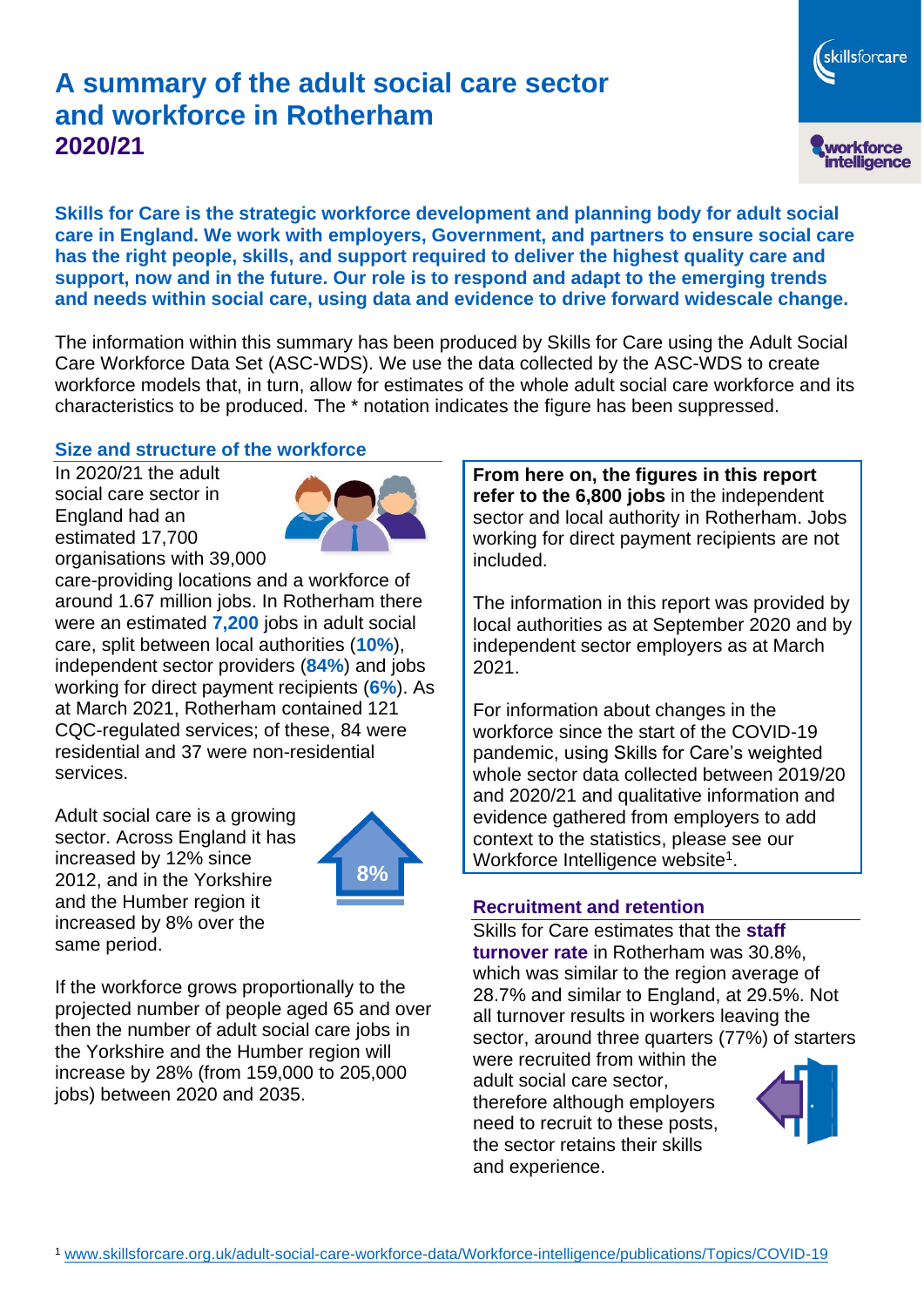# A summary of the adult social care sector and workforce in Rotherham
## 2020/21

**Skills for Care is the strategic workforce development and planning body for adult social care in England. We work with employers, Government, and partners to ensure social care has the right people, skills, and support required to deliver the highest quality care and support, now and in the future. Our role is to respond and adapt to the emerging trends and needs within social care, using data and evidence to drive forward widescale change.**

The information within this summary has been produced by Skills for Care using the Adult Social Care Workforce Data Set (ASC-WDS). We use the data collected by the ASC-WDS to create workforce models that, in turn, allow for estimates of the whole adult social care workforce and its characteristics to be produced. The * notation indicates the figure has been suppressed.

### Size and structure of the workforce

In 2020/21 the adult social care sector in England had an estimated 17,700 organisations with 39,000 care-providing locations and a workforce of around 1.67 million jobs. In Rotherham there were an estimated **7,200** jobs in adult social care, split between local authorities (**10%**), independent sector providers (**84%**) and jobs working for direct payment recipients (**6%**). As at March 2021, Rotherham contained 121 CQC-regulated services; of these, 84 were residential and 37 were non-residential services.

Adult social care is a growing sector. Across England it has increased by 12% since 2012, and in the Yorkshire and the Humber region it increased by 8% over the same period.

8%

If the workforce grows proportionally to the projected number of people aged 65 and over then the number of adult social care jobs in the Yorkshire and the Humber region will increase by 28% (from 159,000 to 205,000 jobs) between 2020 and 2035.

**From here on, the figures in this report refer to the 6,800 jobs** in the independent sector and local authority in Rotherham. Jobs working for direct payment recipients are not included.

The information in this report was provided by local authorities as at September 2020 and by independent sector employers as at March 2021.

For information about changes in the workforce since the start of the COVID-19 pandemic, using Skills for Care's weighted whole sector data collected between 2019/20 and 2020/21 and qualitative information and evidence gathered from employers to add context to the statistics, please see our Workforce Intelligence website[1].

### Recruitment and retention

Skills for Care estimates that the **staff turnover rate** in Rotherham was 30.8%, which was similar to the region average of 28.7% and similar to England, at 29.5%. Not all turnover results in workers leaving the sector, around three quarters (77%) of starters were recruited from within the adult social care sector, therefore although employers need to recruit to these posts, the sector retains their skills and experience.

[1] www.skillsforcare.org.uk/adult-social-care-workforce-data/Workforce-intelligence/publications/Topics/COVID-19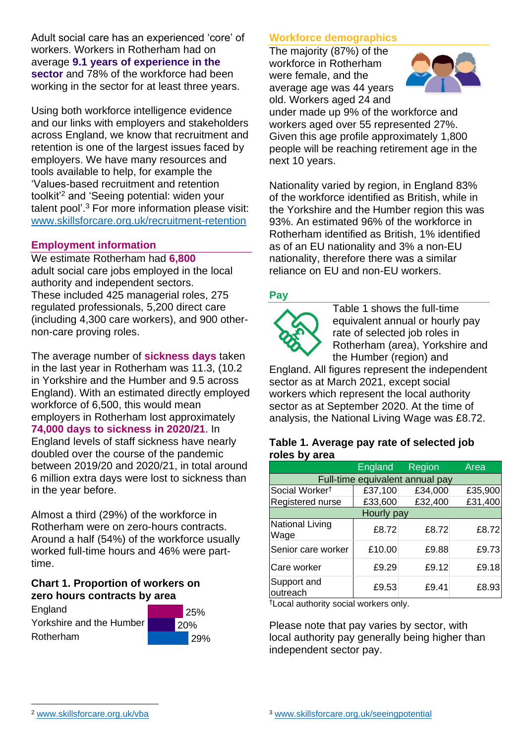Adult social care has an experienced 'core' of workers. Workers in Rotherham had on average **9.1 years of experience in the sector** and 78% of the workforce had been working in the sector for at least three years.

Using both workforce intelligence evidence and our links with employers and stakeholders across England, we know that recruitment and retention is one of the largest issues faced by employers. We have many resources and tools available to help, for example the 'Values-based recruitment and retention toolkit'[2] and 'Seeing potential: widen your talent pool'.[3] For more information please visit: www.skillsforcare.org.uk/recruitment-retention

## Employment information

We estimate Rotherham had **6,800** adult social care jobs employed in the local authority and independent sectors. These included 425 managerial roles, 275 regulated professionals, 5,200 direct care (including 4,300 care workers), and 900 other-non-care proving roles.

The average number of **sickness days** taken in the last year in Rotherham was 11.3, (10.2 in Yorkshire and the Humber and 9.5 across England). With an estimated directly employed workforce of 6,500, this would mean employers in Rotherham lost approximately **74,000 days to sickness in 2020/21**. In England levels of staff sickness have nearly doubled over the course of the pandemic between 2019/20 and 2020/21, in total around 6 million extra days were lost to sickness than in the year before.

Almost a third (29%) of the workforce in Rotherham were on zero-hours contracts. Around a half (54%) of the workforce usually worked full-time hours and 46% were part-time.

### Chart 1. Proportion of workers on zero hours contracts by area

| Area | Proportion |
|---|---|
| England | 25% |
| Yorkshire and the Humber | 20% |
| Rotherham | 29% |

## Workforce demographics

The majority (87%) of the workforce in Rotherham were female, and the average age was 44 years old. Workers aged 24 and under made up 9% of the workforce and workers aged over 55 represented 27%. Given this age profile approximately 1,800 people will be reaching retirement age in the next 10 years.

Nationality varied by region, in England 83% of the workforce identified as British, while in the Yorkshire and the Humber region this was 93%. An estimated 96% of the workforce in Rotherham identified as British, 1% identified as of an EU nationality and 3% a non-EU nationality, therefore there was a similar reliance on EU and non-EU workers.

## Pay

Table 1 shows the full-time equivalent annual or hourly pay rate of selected job roles in Rotherham (area), Yorkshire and the Humber (region) and England. All figures represent the independent sector as at March 2021, except social workers which represent the local authority sector as at September 2020. At the time of analysis, the National Living Wage was £8.72.

### Table 1. Average pay rate of selected job roles by area

| | England | Region | Area |
|---|---|---|---|
| **Full-time equivalent annual pay** | | | |
| Social Worker† | £37,100 | £34,000 | £35,900 |
| Registered nurse | £33,600 | £32,400 | £31,400 |
| **Hourly pay** | | | |
| National Living Wage | £8.72 | £8.72 | £8.72 |
| Senior care worker | £10.00 | £9.88 | £9.73 |
| Care worker | £9.29 | £9.12 | £9.18 |
| Support and outreach | £9.53 | £9.41 | £8.93 |

†Local authority social workers only.

Please note that pay varies by sector, with local authority pay generally being higher than independent sector pay.

[2] www.skillsforcare.org.uk/vba

[3] www.skillsforcare.org.uk/seeingpotential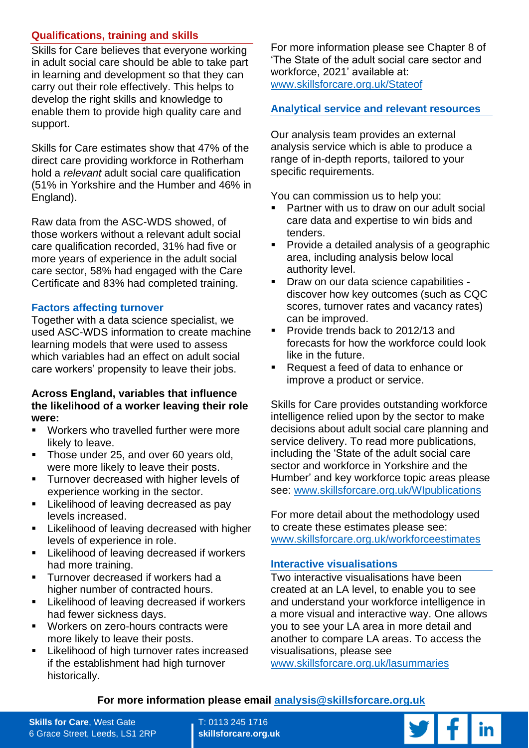## Qualifications, training and skills

Skills for Care believes that everyone working in adult social care should be able to take part in learning and development so that they can carry out their role effectively. This helps to develop the right skills and knowledge to enable them to provide high quality care and support.

Skills for Care estimates show that 47% of the direct care providing workforce in Rotherham hold a *relevant* adult social care qualification (51% in Yorkshire and the Humber and 46% in England).

Raw data from the ASC-WDS showed, of those workers without a relevant adult social care qualification recorded, 31% had five or more years of experience in the adult social care sector, 58% had engaged with the Care Certificate and 83% had completed training.

## Factors affecting turnover

Together with a data science specialist, we used ASC-WDS information to create machine learning models that were used to assess which variables had an effect on adult social care workers' propensity to leave their jobs.

**Across England, variables that influence the likelihood of a worker leaving their role were:**

- Workers who travelled further were more likely to leave.
- Those under 25, and over 60 years old, were more likely to leave their posts.
- Turnover decreased with higher levels of experience working in the sector.
- Likelihood of leaving decreased as pay levels increased.
- Likelihood of leaving decreased with higher levels of experience in role.
- Likelihood of leaving decreased if workers had more training.
- Turnover decreased if workers had a higher number of contracted hours.
- Likelihood of leaving decreased if workers had fewer sickness days.
- Workers on zero-hours contracts were more likely to leave their posts.
- Likelihood of high turnover rates increased if the establishment had high turnover historically.

For more information please see Chapter 8 of 'The State of the adult social care sector and workforce, 2021' available at: www.skillsforcare.org.uk/Stateof

## Analytical service and relevant resources

Our analysis team provides an external analysis service which is able to produce a range of in-depth reports, tailored to your specific requirements.

You can commission us to help you:

- Partner with us to draw on our adult social care data and expertise to win bids and tenders.
- Provide a detailed analysis of a geographic area, including analysis below local authority level.
- Draw on our data science capabilities - discover how key outcomes (such as CQC scores, turnover rates and vacancy rates) can be improved.
- Provide trends back to 2012/13 and forecasts for how the workforce could look like in the future.
- Request a feed of data to enhance or improve a product or service.

Skills for Care provides outstanding workforce intelligence relied upon by the sector to make decisions about adult social care planning and service delivery. To read more publications, including the 'State of the adult social care sector and workforce in Yorkshire and the Humber' and key workforce topic areas please see: www.skillsforcare.org.uk/WIpublications

For more detail about the methodology used to create these estimates please see: www.skillsforcare.org.uk/workforceestimates

## Interactive visualisations

Two interactive visualisations have been created at an LA level, to enable you to see and understand your workforce intelligence in a more visual and interactive way. One allows you to see your LA area in more detail and another to compare LA areas. To access the visualisations, please see www.skillsforcare.org.uk/lasummaries

**For more information please email analysis@skillsforcare.org.uk**

**Skills for Care**, West Gate
6 Grace Street, Leeds, LS1 2RP

T: 0113 245 1716
**skillsforcare.org.uk**